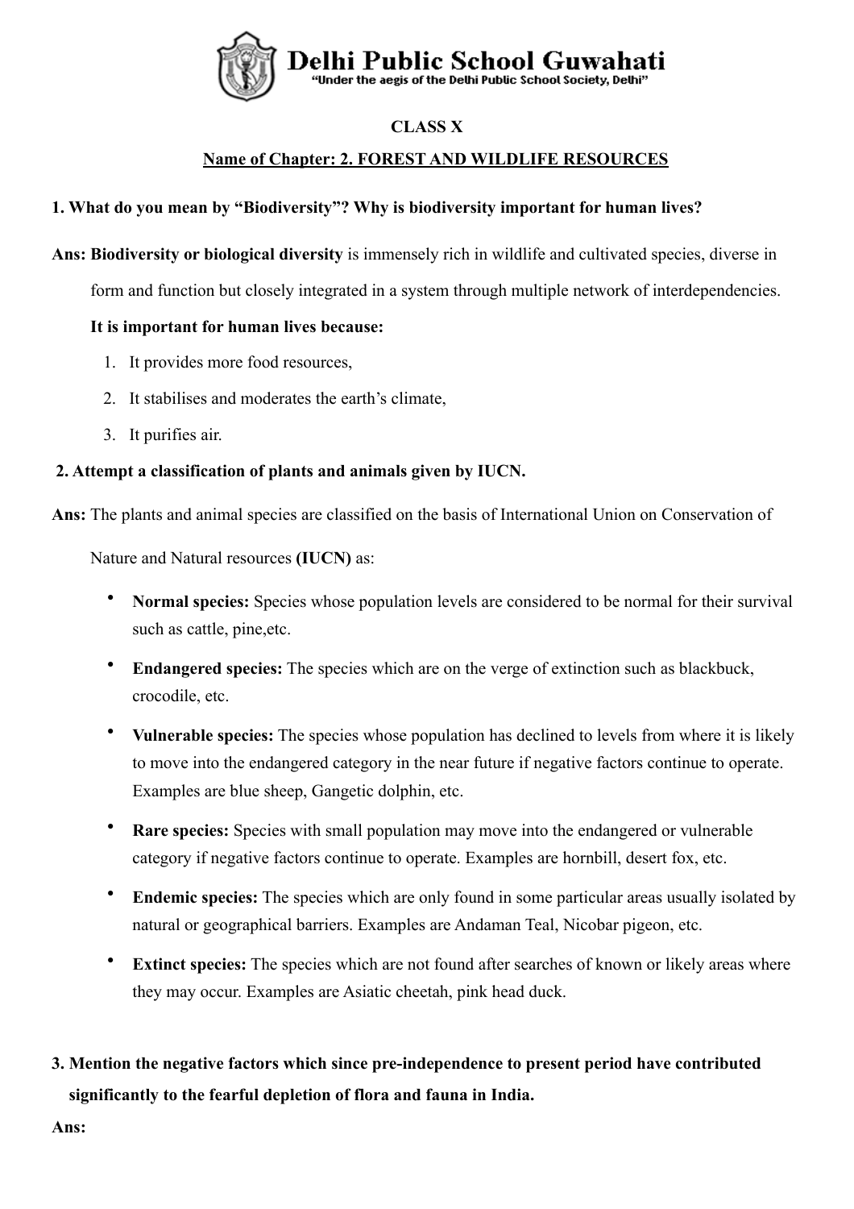# Delhi Public School Guwahati

"Under the aegis of the Delhi Public School Society, Delhi"

**CLASS X**

**Name of Chapter: 2. FOREST AND WILDLIFE RESOURCES**

**1. What do you mean by "Biodiversity"? Why is biodiversity important for human lives?**

**Ans: Biodiversity or biological diversity** is immensely rich in wildlife and cultivated species, diverse in form and function but closely integrated in a system through multiple network of interdependencies.

**It is important for human lives because:**

1. It provides more food resources,
2. It stabilises and moderates the earth's climate,
3. It purifies air.

**2. Attempt a classification of plants and animals given by IUCN.**

**Ans:** The plants and animal species are classified on the basis of International Union on Conservation of Nature and Natural resources **(IUCN)** as:

- **Normal species:** Species whose population levels are considered to be normal for their survival such as cattle, pine,etc.
- **Endangered species:** The species which are on the verge of extinction such as blackbuck, crocodile, etc.
- **Vulnerable species:** The species whose population has declined to levels from where it is likely to move into the endangered category in the near future if negative factors continue to operate. Examples are blue sheep, Gangetic dolphin, etc.
- **Rare species:** Species with small population may move into the endangered or vulnerable category if negative factors continue to operate. Examples are hornbill, desert fox, etc.
- **Endemic species:** The species which are only found in some particular areas usually isolated by natural or geographical barriers. Examples are Andaman Teal, Nicobar pigeon, etc.
- **Extinct species:** The species which are not found after searches of known or likely areas where they may occur. Examples are Asiatic cheetah, pink head duck.

**3. Mention the negative factors which since pre-independence to present period have contributed significantly to the fearful depletion of flora and fauna in India.**

**Ans:**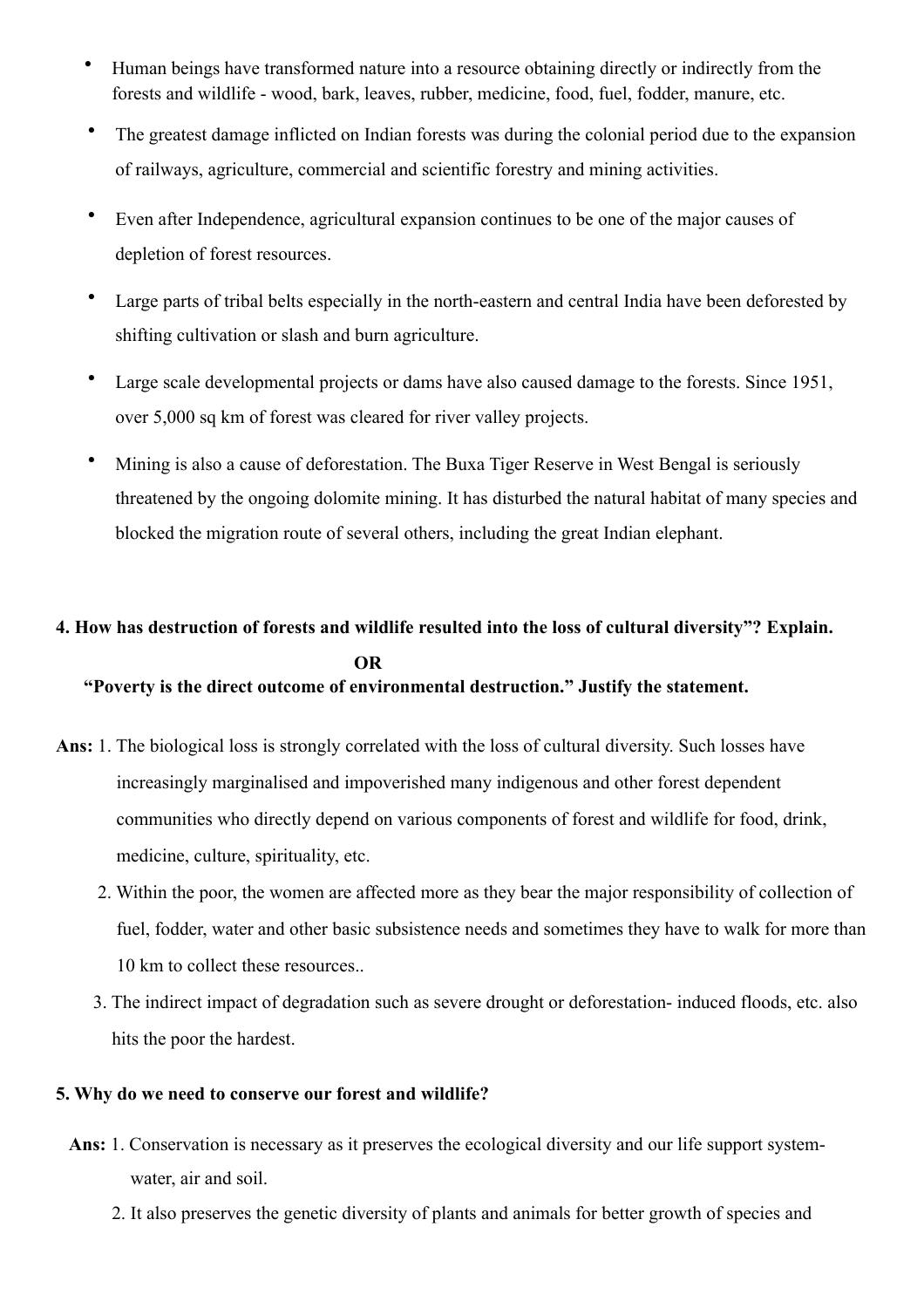- Human beings have transformed nature into a resource obtaining directly or indirectly from the forests and wildlife - wood, bark, leaves, rubber, medicine, food, fuel, fodder, manure, etc.
- The greatest damage inflicted on Indian forests was during the colonial period due to the expansion of railways, agriculture, commercial and scientific forestry and mining activities.
- Even after Independence, agricultural expansion continues to be one of the major causes of depletion of forest resources.
- Large parts of tribal belts especially in the north-eastern and central India have been deforested by shifting cultivation or slash and burn agriculture.
- Large scale developmental projects or dams have also caused damage to the forests. Since 1951, over 5,000 sq km of forest was cleared for river valley projects.
- Mining is also a cause of deforestation. The Buxa Tiger Reserve in West Bengal is seriously threatened by the ongoing dolomite mining. It has disturbed the natural habitat of many species and blocked the migration route of several others, including the great Indian elephant.

**4. How has destruction of forests and wildlife resulted into the loss of cultural diversity"? Explain.**

**OR**

**"Poverty is the direct outcome of environmental destruction." Justify the statement.**

**Ans:** 1. The biological loss is strongly correlated with the loss of cultural diversity. Such losses have increasingly marginalised and impoverished many indigenous and other forest dependent communities who directly depend on various components of forest and wildlife for food, drink, medicine, culture, spirituality, etc.

2. Within the poor, the women are affected more as they bear the major responsibility of collection of fuel, fodder, water and other basic subsistence needs and sometimes they have to walk for more than 10 km to collect these resources..

3. The indirect impact of degradation such as severe drought or deforestation- induced floods, etc. also hits the poor the hardest.

**5. Why do we need to conserve our forest and wildlife?**

**Ans:** 1. Conservation is necessary as it preserves the ecological diversity and our life support system- water, air and soil.

2. It also preserves the genetic diversity of plants and animals for better growth of species and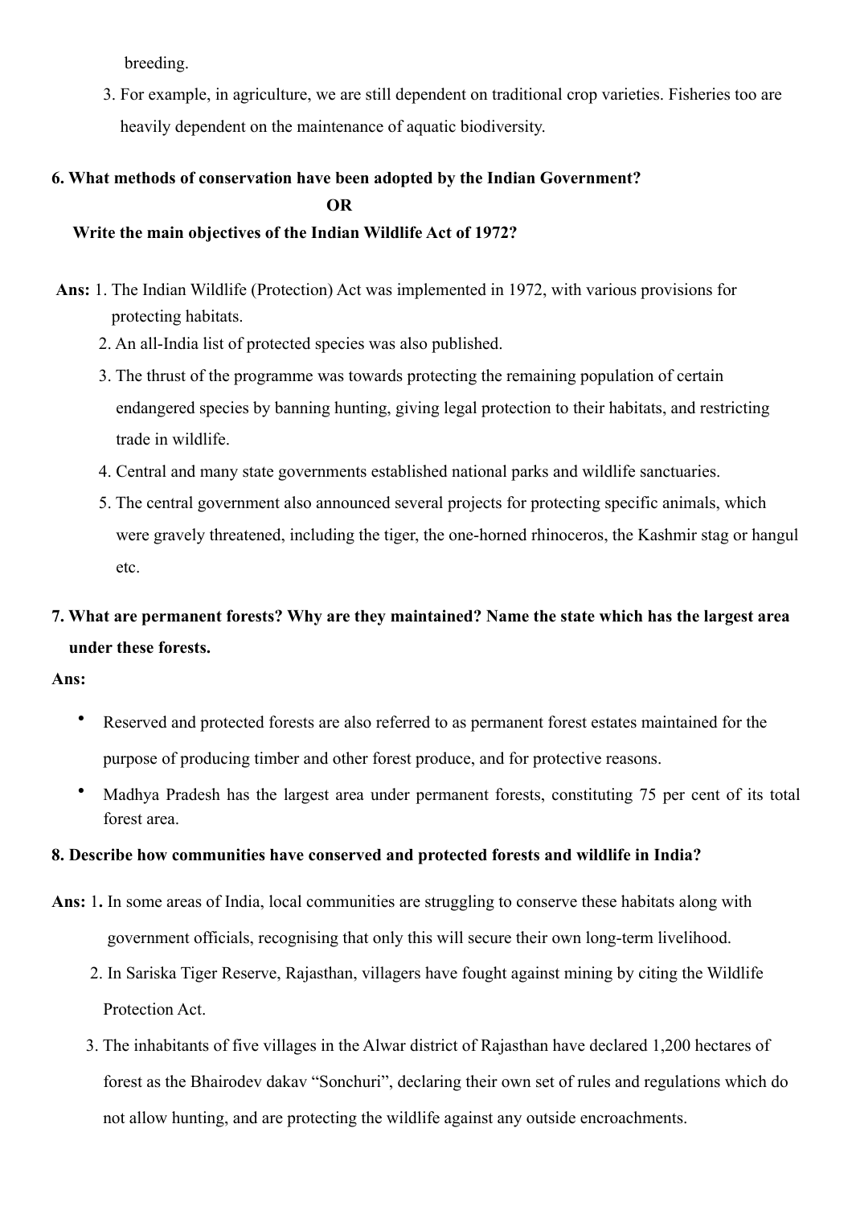breeding.

3. For example, in agriculture, we are still dependent on traditional crop varieties. Fisheries too are heavily dependent on the maintenance of aquatic biodiversity.

**6. What methods of conservation have been adopted by the Indian Government?**

**OR**

**Write the main objectives of the Indian Wildlife Act of 1972?**

**Ans:** 1. The Indian Wildlife (Protection) Act was implemented in 1972, with various provisions for protecting habitats.

2. An all-India list of protected species was also published.
3. The thrust of the programme was towards protecting the remaining population of certain endangered species by banning hunting, giving legal protection to their habitats, and restricting trade in wildlife.
4. Central and many state governments established national parks and wildlife sanctuaries.
5. The central government also announced several projects for protecting specific animals, which were gravely threatened, including the tiger, the one-horned rhinoceros, the Kashmir stag or hangul etc.

**7. What are permanent forests? Why are they maintained? Name the state which has the largest area under these forests.**

**Ans:**

- Reserved and protected forests are also referred to as permanent forest estates maintained for the purpose of producing timber and other forest produce, and for protective reasons.
- Madhya Pradesh has the largest area under permanent forests, constituting 75 per cent of its total forest area.

**8. Describe how communities have conserved and protected forests and wildlife in India?**

**Ans:** 1**.** In some areas of India, local communities are struggling to conserve these habitats along with government officials, recognising that only this will secure their own long-term livelihood.

2. In Sariska Tiger Reserve, Rajasthan, villagers have fought against mining by citing the Wildlife Protection Act.
3. The inhabitants of five villages in the Alwar district of Rajasthan have declared 1,200 hectares of forest as the Bhairodev dakav "Sonchuri", declaring their own set of rules and regulations which do not allow hunting, and are protecting the wildlife against any outside encroachments.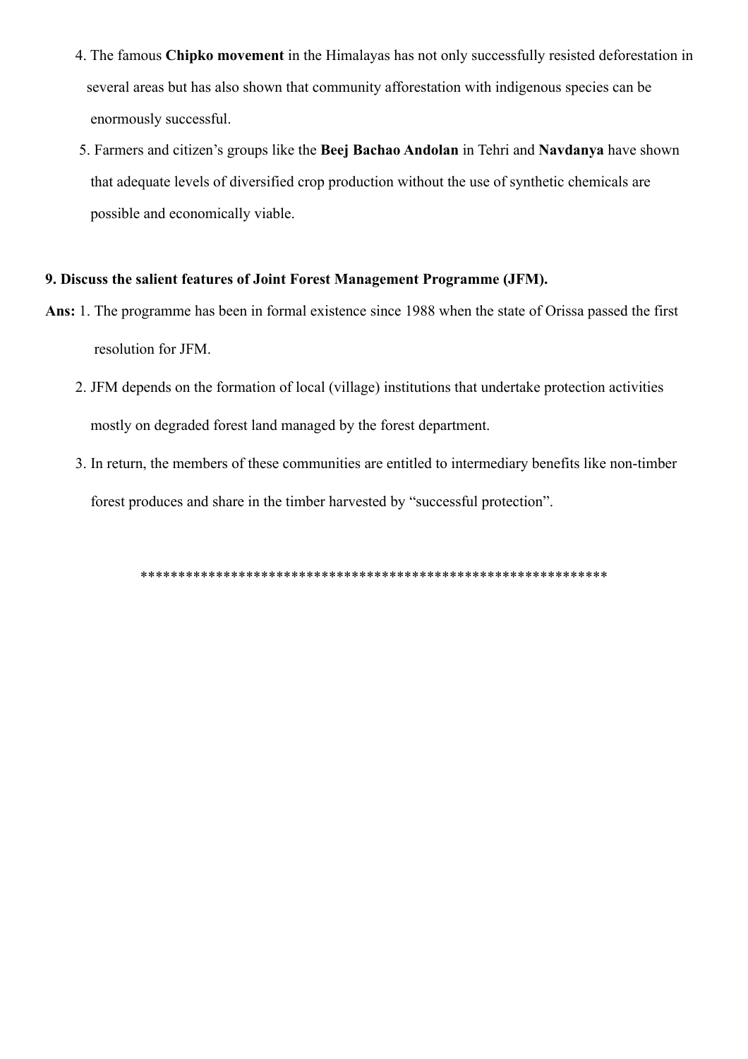4. The famous **Chipko movement** in the Himalayas has not only successfully resisted deforestation in several areas but has also shown that community afforestation with indigenous species can be enormously successful.
5. Farmers and citizen's groups like the **Beej Bachao Andolan** in Tehri and **Navdanya** have shown that adequate levels of diversified crop production without the use of synthetic chemicals are possible and economically viable.

**9. Discuss the salient features of Joint Forest Management Programme (JFM).**

**Ans:** 1. The programme has been in formal existence since 1988 when the state of Orissa passed the first resolution for JFM.

2. JFM depends on the formation of local (village) institutions that undertake protection activities mostly on degraded forest land managed by the forest department.
3. In return, the members of these communities are entitled to intermediary benefits like non-timber forest produces and share in the timber harvested by "successful protection".

***************************************************************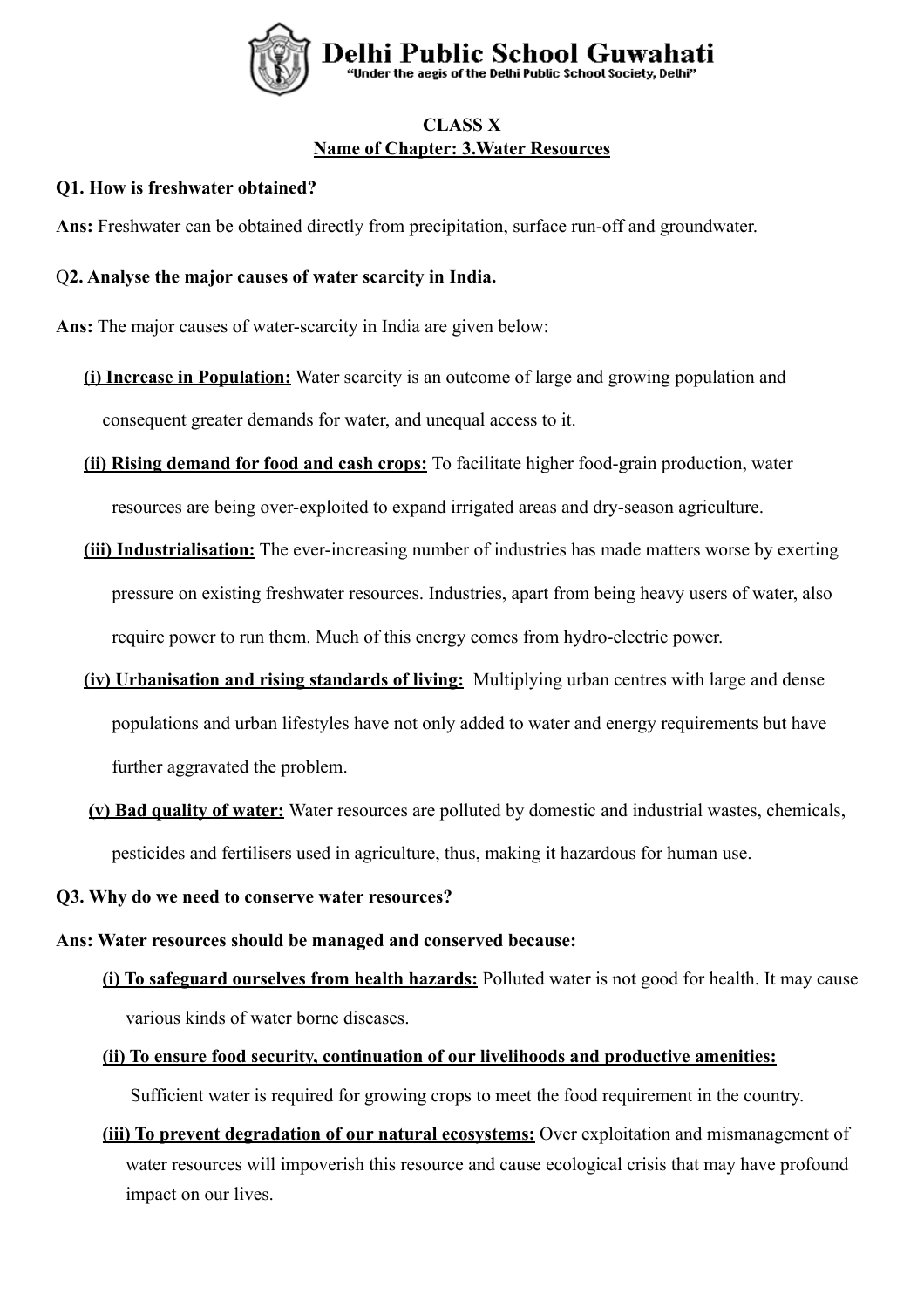# Delhi Public School Guwahati

"Under the aegis of the Delhi Public School Society, Delhi"

**CLASS X**

**Name of Chapter: 3.Water Resources**

**Q1. How is freshwater obtained?**

**Ans:** Freshwater can be obtained directly from precipitation, surface run-off and groundwater.

Q**2. Analyse the major causes of water scarcity in India.**

**Ans:** The major causes of water-scarcity in India are given below:

**(i) Increase in Population:** Water scarcity is an outcome of large and growing population and consequent greater demands for water, and unequal access to it.

**(ii) Rising demand for food and cash crops:** To facilitate higher food-grain production, water resources are being over-exploited to expand irrigated areas and dry-season agriculture.

**(iii) Industrialisation:** The ever-increasing number of industries has made matters worse by exerting pressure on existing freshwater resources. Industries, apart from being heavy users of water, also require power to run them. Much of this energy comes from hydro-electric power.

**(iv) Urbanisation and rising standards of living:** Multiplying urban centres with large and dense populations and urban lifestyles have not only added to water and energy requirements but have further aggravated the problem.

**(v) Bad quality of water:** Water resources are polluted by domestic and industrial wastes, chemicals, pesticides and fertilisers used in agriculture, thus, making it hazardous for human use.

**Q3. Why do we need to conserve water resources?**

**Ans: Water resources should be managed and conserved because:**

**(i) To safeguard ourselves from health hazards:** Polluted water is not good for health. It may cause various kinds of water borne diseases.

**(ii) To ensure food security, continuation of our livelihoods and productive amenities:** Sufficient water is required for growing crops to meet the food requirement in the country.

**(iii) To prevent degradation of our natural ecosystems:** Over exploitation and mismanagement of water resources will impoverish this resource and cause ecological crisis that may have profound impact on our lives.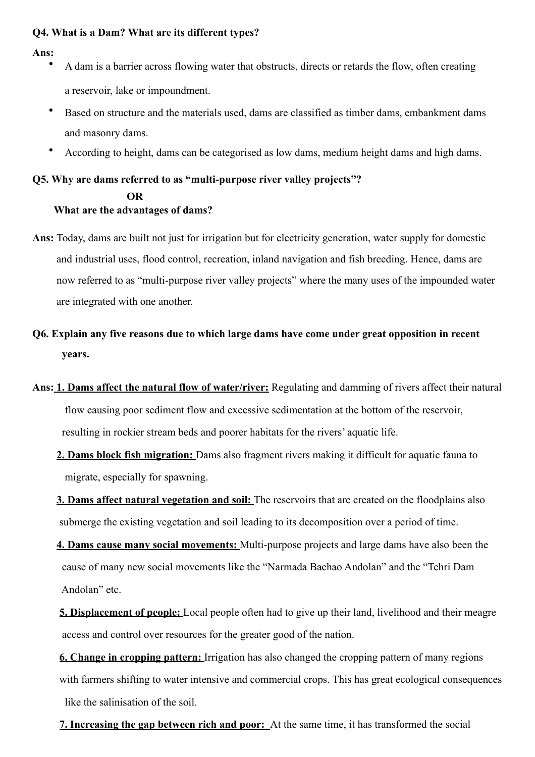**Q4. What is a Dam? What are its different types?**

**Ans:**

- A dam is a barrier across flowing water that obstructs, directs or retards the flow, often creating a reservoir, lake or impoundment.
- Based on structure and the materials used, dams are classified as timber dams, embankment dams and masonry dams.
- According to height, dams can be categorised as low dams, medium height dams and high dams.

**Q5. Why are dams referred to as "multi-purpose river valley projects"?**

**OR**

**What are the advantages of dams?**

**Ans:** Today, dams are built not just for irrigation but for electricity generation, water supply for domestic and industrial uses, flood control, recreation, inland navigation and fish breeding. Hence, dams are now referred to as "multi-purpose river valley projects" where the many uses of the impounded water are integrated with one another.

**Q6. Explain any five reasons due to which large dams have come under great opposition in recent years.**

**Ans:** **1. Dams affect the natural flow of water/river:** Regulating and damming of rivers affect their natural flow causing poor sediment flow and excessive sedimentation at the bottom of the reservoir, resulting in rockier stream beds and poorer habitats for the rivers' aquatic life.

**2. Dams block fish migration:** Dams also fragment rivers making it difficult for aquatic fauna to migrate, especially for spawning.

**3. Dams affect natural vegetation and soil:** The reservoirs that are created on the floodplains also submerge the existing vegetation and soil leading to its decomposition over a period of time.

**4. Dams cause many social movements:** Multi-purpose projects and large dams have also been the cause of many new social movements like the "Narmada Bachao Andolan" and the "Tehri Dam Andolan" etc.

**5. Displacement of people:** Local people often had to give up their land, livelihood and their meagre access and control over resources for the greater good of the nation.

**6. Change in cropping pattern:** Irrigation has also changed the cropping pattern of many regions with farmers shifting to water intensive and commercial crops. This has great ecological consequences like the salinisation of the soil.

**7. Increasing the gap between rich and poor:** At the same time, it has transformed the social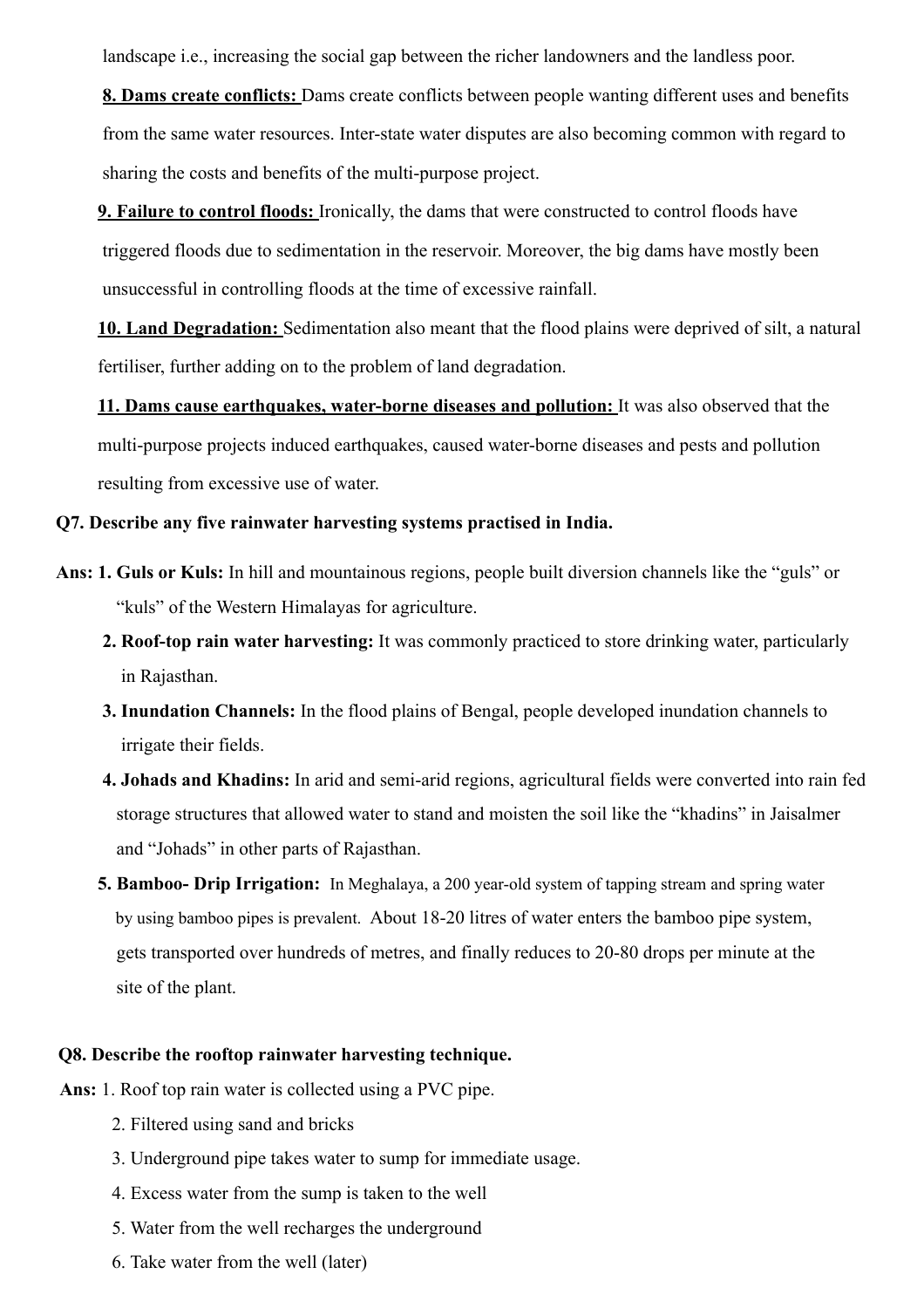landscape i.e., increasing the social gap between the richer landowners and the landless poor.

**8. Dams create conflicts:** Dams create conflicts between people wanting different uses and benefits from the same water resources. Inter-state water disputes are also becoming common with regard to sharing the costs and benefits of the multi-purpose project.

**9. Failure to control floods:** Ironically, the dams that were constructed to control floods have triggered floods due to sedimentation in the reservoir. Moreover, the big dams have mostly been unsuccessful in controlling floods at the time of excessive rainfall.

**10. Land Degradation:** Sedimentation also meant that the flood plains were deprived of silt, a natural fertiliser, further adding on to the problem of land degradation.

**11. Dams cause earthquakes, water-borne diseases and pollution:** It was also observed that the multi-purpose projects induced earthquakes, caused water-borne diseases and pests and pollution resulting from excessive use of water.

**Q7. Describe any five rainwater harvesting systems practised in India.**

**Ans:** **1. Guls or Kuls:** In hill and mountainous regions, people built diversion channels like the "guls" or "kuls" of the Western Himalayas for agriculture.

**2. Roof-top rain water harvesting:** It was commonly practiced to store drinking water, particularly in Rajasthan.

**3. Inundation Channels:** In the flood plains of Bengal, people developed inundation channels to irrigate their fields.

**4. Johads and Khadins:** In arid and semi-arid regions, agricultural fields were converted into rain fed storage structures that allowed water to stand and moisten the soil like the "khadins" in Jaisalmer and "Johads" in other parts of Rajasthan.

**5. Bamboo- Drip Irrigation:** In Meghalaya, a 200 year-old system of tapping stream and spring water by using bamboo pipes is prevalent. About 18-20 litres of water enters the bamboo pipe system, gets transported over hundreds of metres, and finally reduces to 20-80 drops per minute at the site of the plant.

**Q8. Describe the rooftop rainwater harvesting technique.**

**Ans:** 1. Roof top rain water is collected using a PVC pipe.

2. Filtered using sand and bricks

3. Underground pipe takes water to sump for immediate usage.

4. Excess water from the sump is taken to the well

5. Water from the well recharges the underground

6. Take water from the well (later)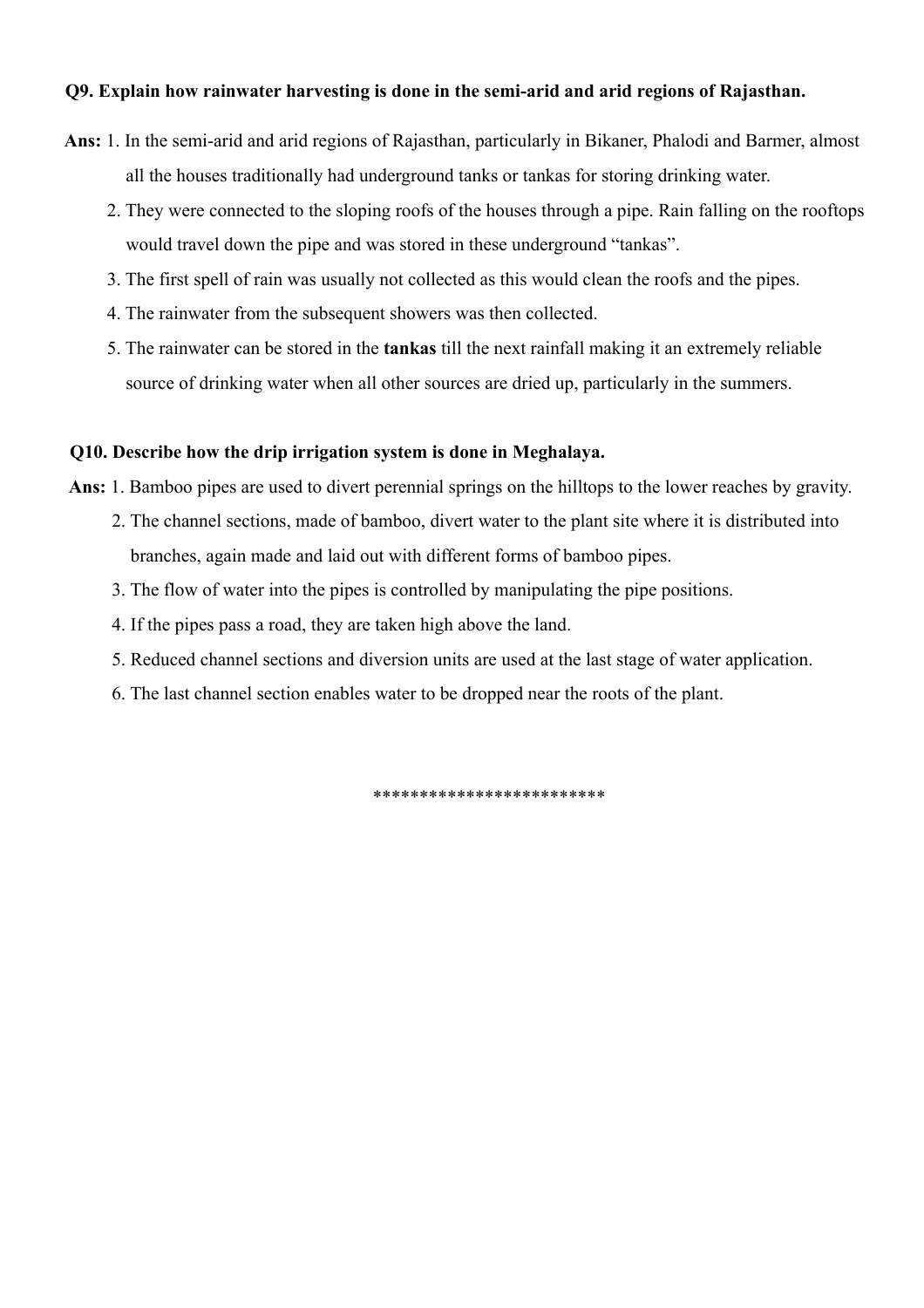**Q9. Explain how rainwater harvesting is done in the semi-arid and arid regions of Rajasthan.**

**Ans:** 1. In the semi-arid and arid regions of Rajasthan, particularly in Bikaner, Phalodi and Barmer, almost all the houses traditionally had underground tanks or tankas for storing drinking water.

2. They were connected to the sloping roofs of the houses through a pipe. Rain falling on the rooftops would travel down the pipe and was stored in these underground "tankas".

3. The first spell of rain was usually not collected as this would clean the roofs and the pipes.

4. The rainwater from the subsequent showers was then collected.

5. The rainwater can be stored in the **tankas** till the next rainfall making it an extremely reliable source of drinking water when all other sources are dried up, particularly in the summers.

**Q10. Describe how the drip irrigation system is done in Meghalaya.**

**Ans:** 1. Bamboo pipes are used to divert perennial springs on the hilltops to the lower reaches by gravity.

2. The channel sections, made of bamboo, divert water to the plant site where it is distributed into branches, again made and laid out with different forms of bamboo pipes.

3. The flow of water into the pipes is controlled by manipulating the pipe positions.

4. If the pipes pass a road, they are taken high above the land.

5. Reduced channel sections and diversion units are used at the last stage of water application.

6. The last channel section enables water to be dropped near the roots of the plant.

************************